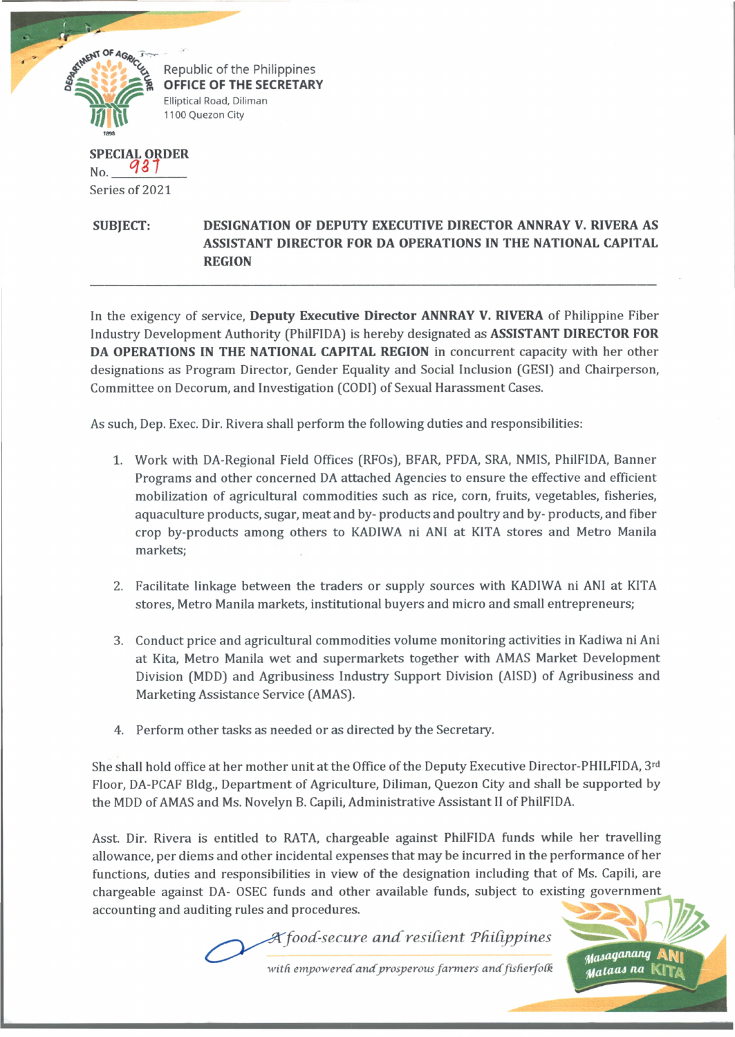Republic of the Philippines
**OFFICE OF THE SECRETARY**
Elliptical Road, Diliman
1100 Quezon City

**SPECIAL ORDER**
No. 937
Series of 2021

**SUBJECT: DESIGNATION OF DEPUTY EXECUTIVE DIRECTOR ANNRAY V. RIVERA AS ASSISTANT DIRECTOR FOR DA OPERATIONS IN THE NATIONAL CAPITAL REGION**

---

In the exigency of service, **Deputy Executive Director ANNRAY V. RIVERA** of Philippine Fiber Industry Development Authority (PhilFIDA) is hereby designated as **ASSISTANT DIRECTOR FOR DA OPERATIONS IN THE NATIONAL CAPITAL REGION** in concurrent capacity with her other designations as Program Director, Gender Equality and Social Inclusion (GESI) and Chairperson, Committee on Decorum, and Investigation (CODI) of Sexual Harassment Cases.

As such, Dep. Exec. Dir. Rivera shall perform the following duties and responsibilities:

1. Work with DA-Regional Field Offices (RFOs), BFAR, PFDA, SRA, NMIS, PhilFIDA, Banner Programs and other concerned DA attached Agencies to ensure the effective and efficient mobilization of agricultural commodities such as rice, corn, fruits, vegetables, fisheries, aquaculture products, sugar, meat and by- products and poultry and by- products, and fiber crop by-products among others to KADIWA ni ANI at KITA stores and Metro Manila markets;

2. Facilitate linkage between the traders or supply sources with KADIWA ni ANI at KITA stores, Metro Manila markets, institutional buyers and micro and small entrepreneurs;

3. Conduct price and agricultural commodities volume monitoring activities in Kadiwa ni Ani at Kita, Metro Manila wet and supermarkets together with AMAS Market Development Division (MDD) and Agribusiness Industry Support Division (AISD) of Agribusiness and Marketing Assistance Service (AMAS).

4. Perform other tasks as needed or as directed by the Secretary.

She shall hold office at her mother unit at the Office of the Deputy Executive Director-PHILFIDA, 3rd Floor, DA-PCAF Bldg., Department of Agriculture, Diliman, Quezon City and shall be supported by the MDD of AMAS and Ms. Novelyn B. Capili, Administrative Assistant II of PhilFIDA.

Asst. Dir. Rivera is entitled to RATA, chargeable against PhilFIDA funds while her travelling allowance, per diems and other incidental expenses that may be incurred in the performance of her functions, duties and responsibilities in view of the designation including that of Ms. Capili, are chargeable against DA- OSEC funds and other available funds, subject to existing government accounting and auditing rules and procedures.

*A food-secure and resilient Philippines with empowered and prosperous farmers and fisherfolk*

*Masaganang ANI Mataas na KITA*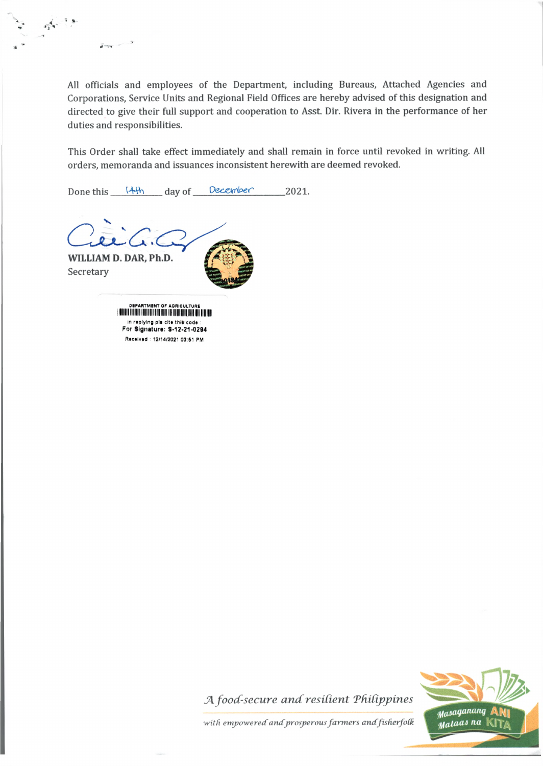All officials and employees of the Department, including Bureaus, Attached Agencies and Corporations, Service Units and Regional Field Offices are hereby advised of this designation and directed to give their full support and cooperation to Asst. Dir. Rivera in the performance of her duties and responsibilities.

This Order shall take effect immediately and shall remain in force until revoked in writing. All orders, memoranda and issuances inconsistent herewith are deemed revoked.

Done this 14th day of December 2021.

**WILLIAM D. DAR, Ph.D.**
Secretary

DEPARTMENT OF AGRICULTURE
in replying pls cite this code :
For Signature: S-12-21-0294
Received : 12/14/2021 03:51 PM

*A food-secure and resilient Philippines*
*with empowered and prosperous farmers and fisherfolk*

Masaganang ANI Mataas na KITA